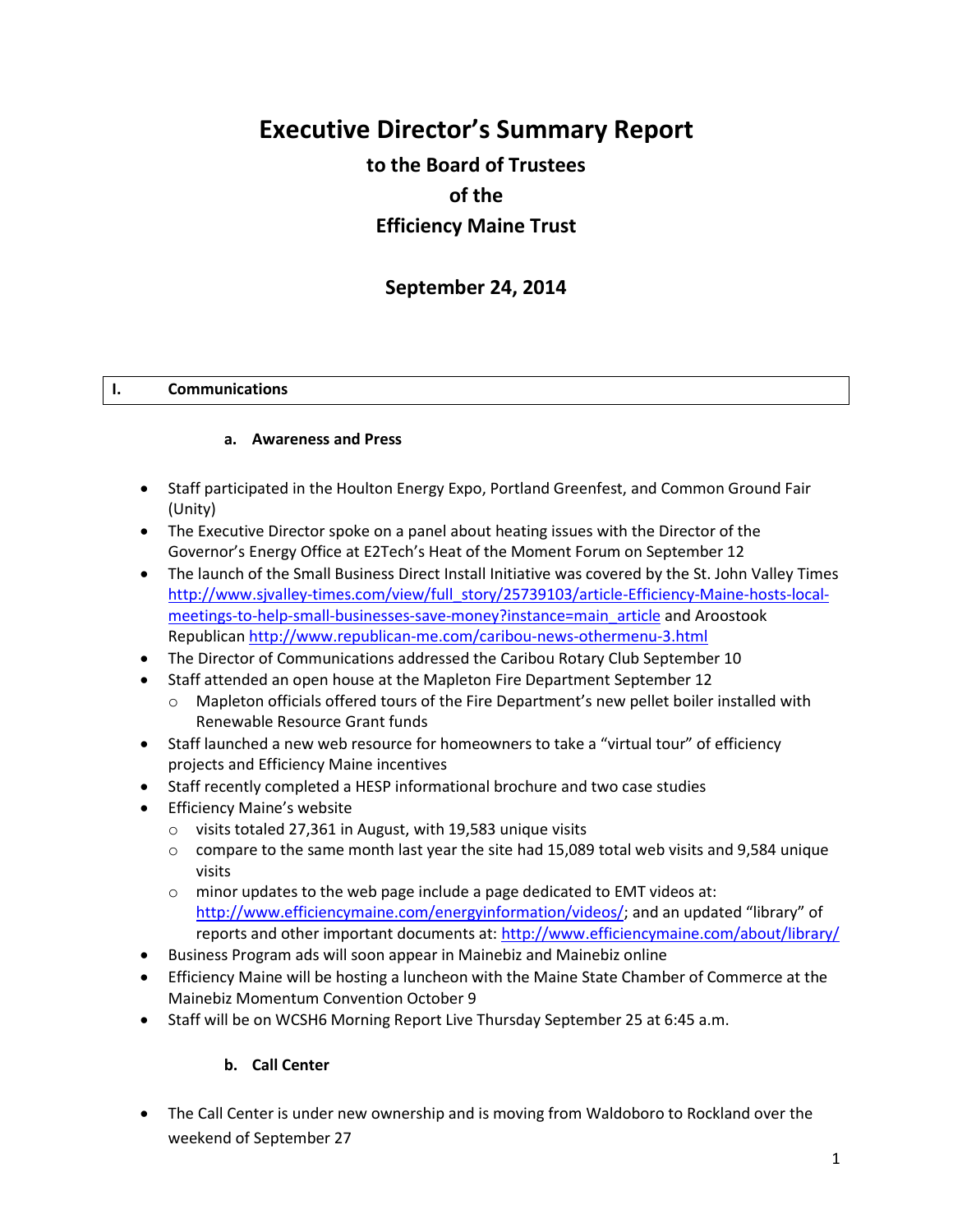# Executive Director's Summary Report

## to the Board of Trustees

## of the

## Efficiency Maine Trust

## September 24, 2014

## I. Communications

### a. Awareness and Press

- Staff participated in the Houlton Energy Expo, Portland Greenfest, and Common Ground Fair (Unity)
- The Executive Director spoke on a panel about heating issues with the Director of the Governor's Energy Office at E2Tech's Heat of the Moment Forum on September 12
- The launch of the Small Business Direct Install Initiative was covered by the St. John Valley Times http://www.sjvalley-times.com/view/full_story/25739103/article-Efficiency-Maine-hosts-local-meetings-to-help-small-businesses-save-money?instance=main_article and Aroostook Republican http://www.republican-me.com/caribou-news-othermenu-3.html
- The Director of Communications addressed the Caribou Rotary Club September 10
- Staff attended an open house at the Mapleton Fire Department September 12
  - Mapleton officials offered tours of the Fire Department's new pellet boiler installed with Renewable Resource Grant funds
- Staff launched a new web resource for homeowners to take a "virtual tour" of efficiency projects and Efficiency Maine incentives
- Staff recently completed a HESP informational brochure and two case studies
- Efficiency Maine's website
  - visits totaled 27,361 in August, with 19,583 unique visits
  - compare to the same month last year the site had 15,089 total web visits and 9,584 unique visits
  - minor updates to the web page include a page dedicated to EMT videos at: http://www.efficiencymaine.com/energyinformation/videos/; and an updated "library" of reports and other important documents at: http://www.efficiencymaine.com/about/library/
- Business Program ads will soon appear in Mainebiz and Mainebiz online
- Efficiency Maine will be hosting a luncheon with the Maine State Chamber of Commerce at the Mainebiz Momentum Convention October 9
- Staff will be on WCSH6 Morning Report Live Thursday September 25 at 6:45 a.m.

### b. Call Center

- The Call Center is under new ownership and is moving from Waldoboro to Rockland over the weekend of September 27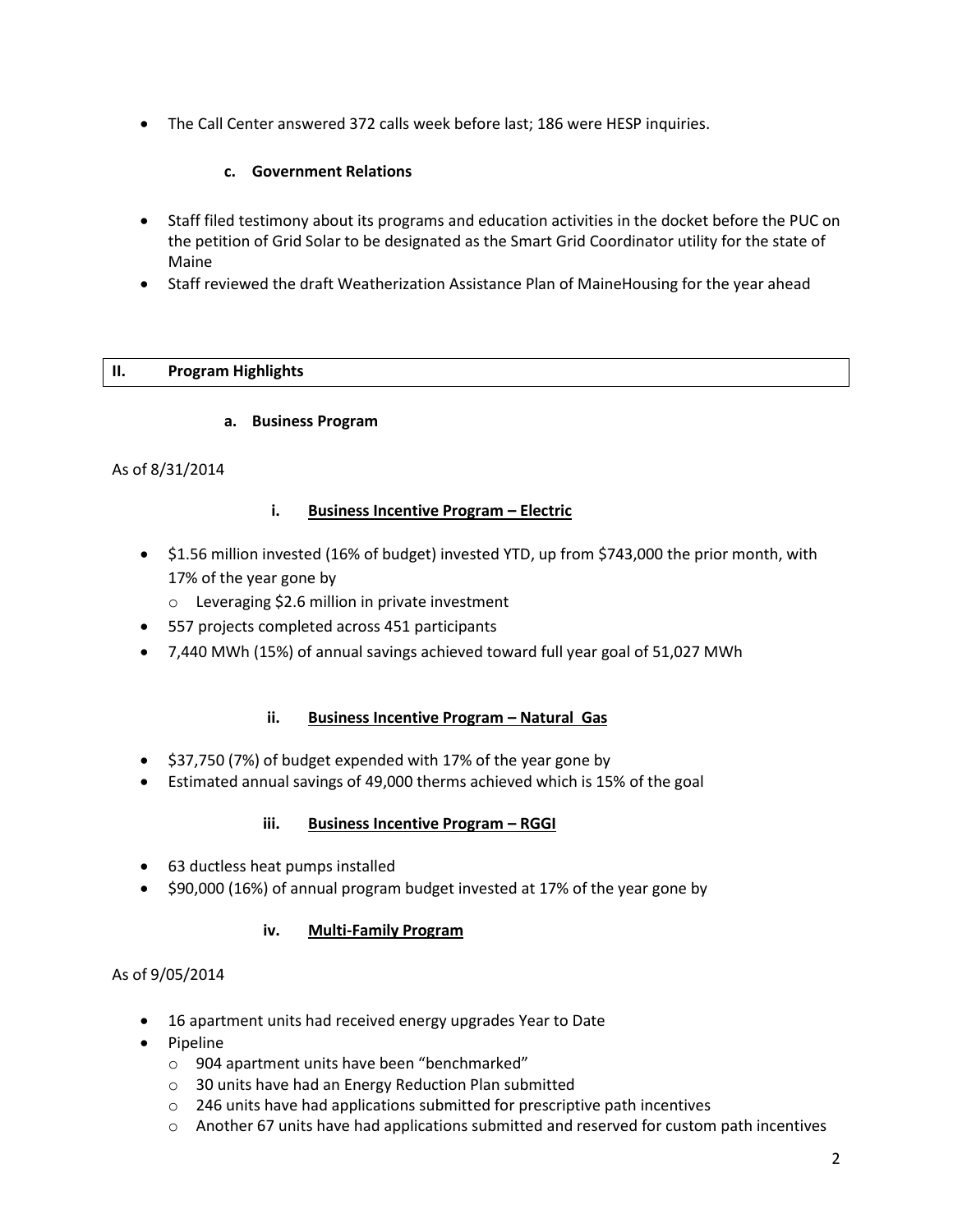- The Call Center answered 372 calls week before last; 186 were HESP inquiries.

### c. Government Relations

- Staff filed testimony about its programs and education activities in the docket before the PUC on the petition of Grid Solar to be designated as the Smart Grid Coordinator utility for the state of Maine
- Staff reviewed the draft Weatherization Assistance Plan of MaineHousing for the year ahead

## II. Program Highlights

### a. Business Program

As of 8/31/2014

#### i. Business Incentive Program – Electric

- $1.56 million invested (16% of budget) invested YTD, up from $743,000 the prior month, with 17% of the year gone by
  - Leveraging $2.6 million in private investment
- 557 projects completed across 451 participants
- 7,440 MWh (15%) of annual savings achieved toward full year goal of 51,027 MWh

#### ii. Business Incentive Program – Natural Gas

- $37,750 (7%) of budget expended with 17% of the year gone by
- Estimated annual savings of 49,000 therms achieved which is 15% of the goal

#### iii. Business Incentive Program – RGGI

- 63 ductless heat pumps installed
- $90,000 (16%) of annual program budget invested at 17% of the year gone by

#### iv. Multi-Family Program

As of 9/05/2014

- 16 apartment units had received energy upgrades Year to Date
- Pipeline
  - 904 apartment units have been "benchmarked"
  - 30 units have had an Energy Reduction Plan submitted
  - 246 units have had applications submitted for prescriptive path incentives
  - Another 67 units have had applications submitted and reserved for custom path incentives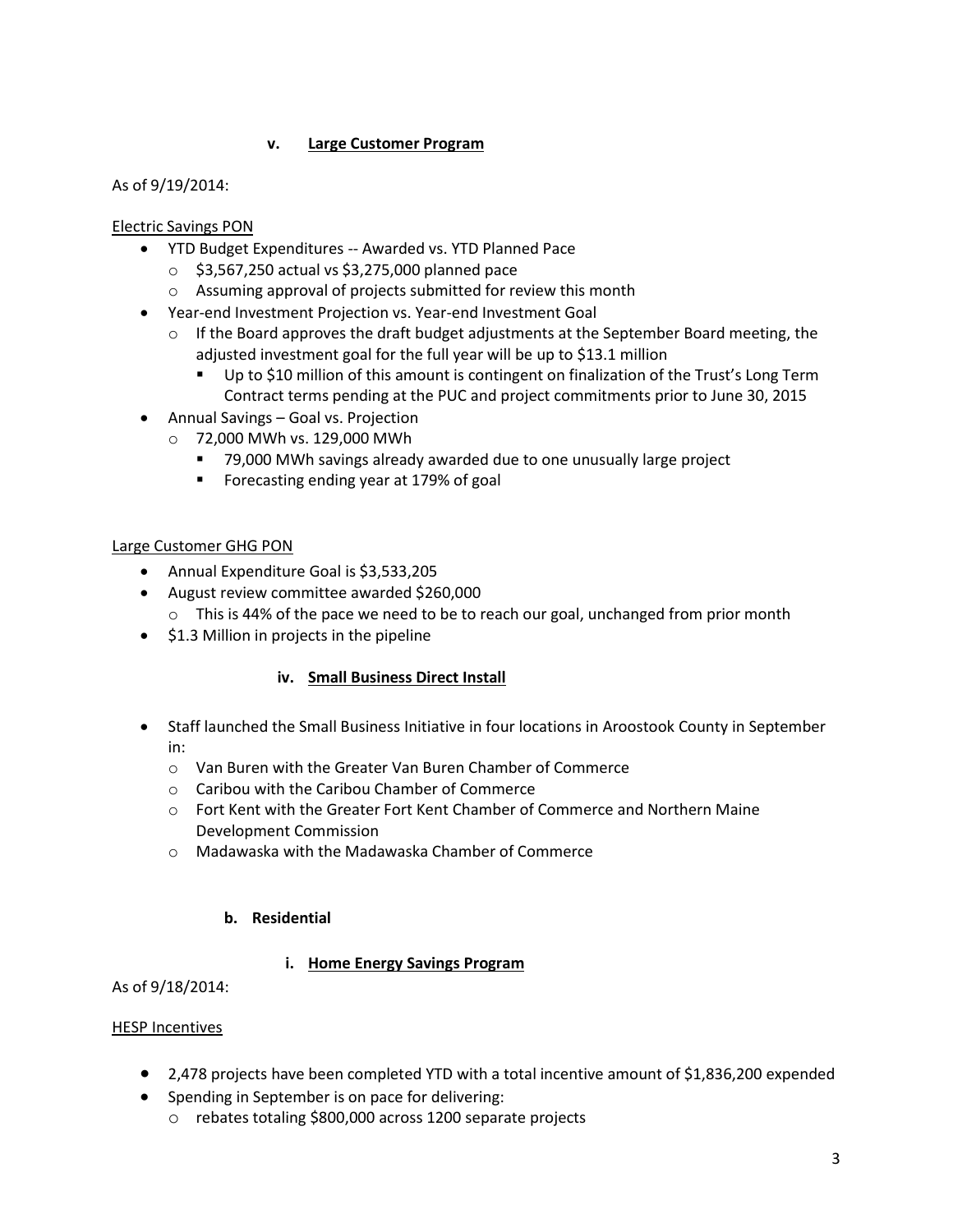#### v. Large Customer Program

As of 9/19/2014:

Electric Savings PON

- YTD Budget Expenditures -- Awarded vs. YTD Planned Pace
  - $3,567,250 actual vs $3,275,000 planned pace
  - Assuming approval of projects submitted for review this month
- Year-end Investment Projection vs. Year-end Investment Goal
  - If the Board approves the draft budget adjustments at the September Board meeting, the adjusted investment goal for the full year will be up to $13.1 million
    - Up to $10 million of this amount is contingent on finalization of the Trust's Long Term Contract terms pending at the PUC and project commitments prior to June 30, 2015
- Annual Savings – Goal vs. Projection
  - 72,000 MWh vs. 129,000 MWh
    - 79,000 MWh savings already awarded due to one unusually large project
    - Forecasting ending year at 179% of goal

Large Customer GHG PON

- Annual Expenditure Goal is $3,533,205
- August review committee awarded $260,000
  - This is 44% of the pace we need to be to reach our goal, unchanged from prior month
- $1.3 Million in projects in the pipeline

#### iv. Small Business Direct Install

- Staff launched the Small Business Initiative in four locations in Aroostook County in September in:
  - Van Buren with the Greater Van Buren Chamber of Commerce
  - Caribou with the Caribou Chamber of Commerce
  - Fort Kent with the Greater Fort Kent Chamber of Commerce and Northern Maine Development Commission
  - Madawaska with the Madawaska Chamber of Commerce

### b. Residential

#### i. Home Energy Savings Program

As of 9/18/2014:

HESP Incentives

- 2,478 projects have been completed YTD with a total incentive amount of $1,836,200 expended
- Spending in September is on pace for delivering:
  - rebates totaling $800,000 across 1200 separate projects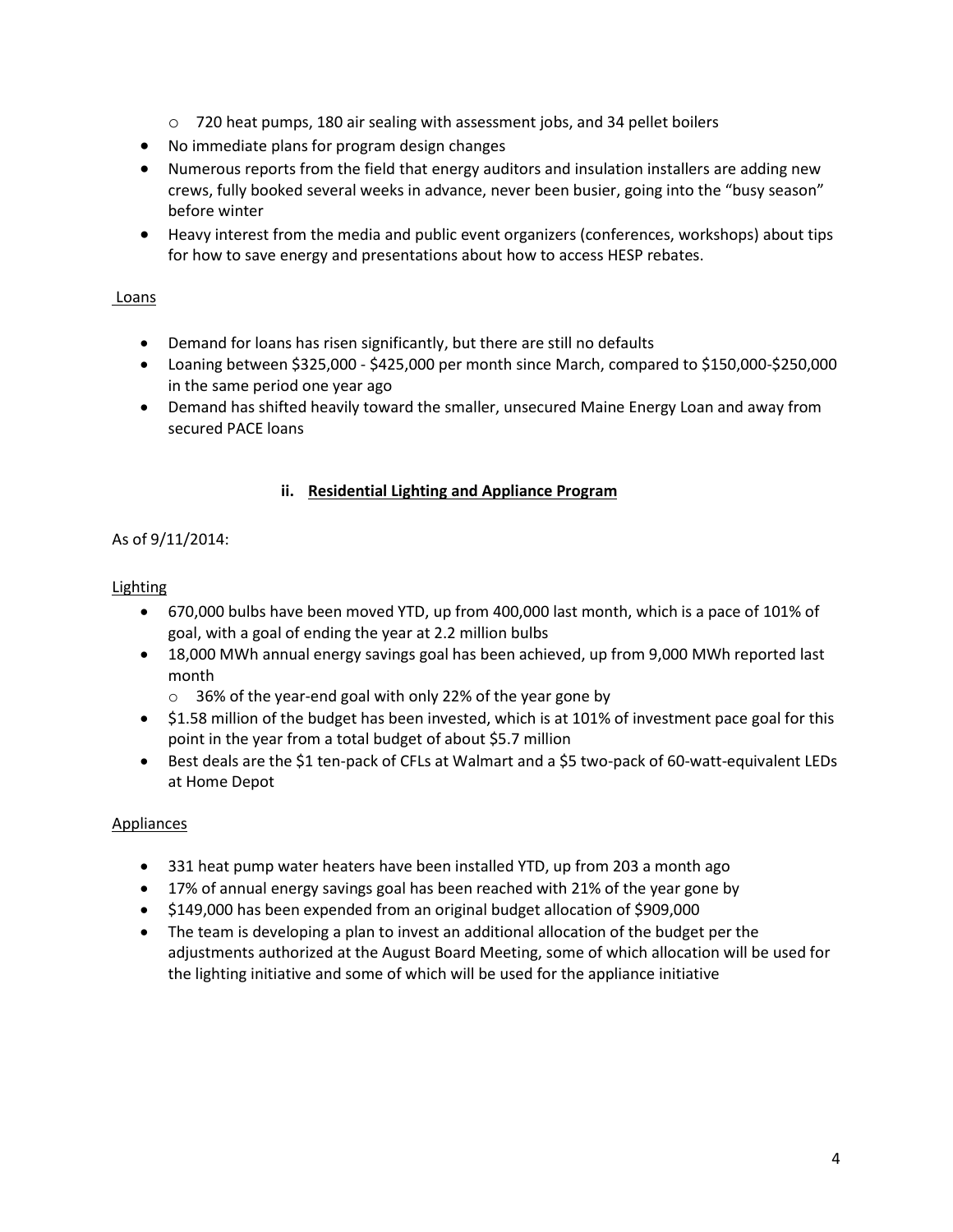- 720 heat pumps, 180 air sealing with assessment jobs, and 34 pellet boilers
- No immediate plans for program design changes
- Numerous reports from the field that energy auditors and insulation installers are adding new crews, fully booked several weeks in advance, never been busier, going into the "busy season" before winter
- Heavy interest from the media and public event organizers (conferences, workshops) about tips for how to save energy and presentations about how to access HESP rebates.

Loans

- Demand for loans has risen significantly, but there are still no defaults
- Loaning between $325,000 - $425,000 per month since March, compared to $150,000-$250,000 in the same period one year ago
- Demand has shifted heavily toward the smaller, unsecured Maine Energy Loan and away from secured PACE loans

### ii. Residential Lighting and Appliance Program

As of 9/11/2014:

Lighting

- 670,000 bulbs have been moved YTD, up from 400,000 last month, which is a pace of 101% of goal, with a goal of ending the year at 2.2 million bulbs
- 18,000 MWh annual energy savings goal has been achieved, up from 9,000 MWh reported last month
  - 36% of the year-end goal with only 22% of the year gone by
- $1.58 million of the budget has been invested, which is at 101% of investment pace goal for this point in the year from a total budget of about $5.7 million
- Best deals are the $1 ten-pack of CFLs at Walmart and a $5 two-pack of 60-watt-equivalent LEDs at Home Depot

Appliances

- 331 heat pump water heaters have been installed YTD, up from 203 a month ago
- 17% of annual energy savings goal has been reached with 21% of the year gone by
- $149,000 has been expended from an original budget allocation of $909,000
- The team is developing a plan to invest an additional allocation of the budget per the adjustments authorized at the August Board Meeting, some of which allocation will be used for the lighting initiative and some of which will be used for the appliance initiative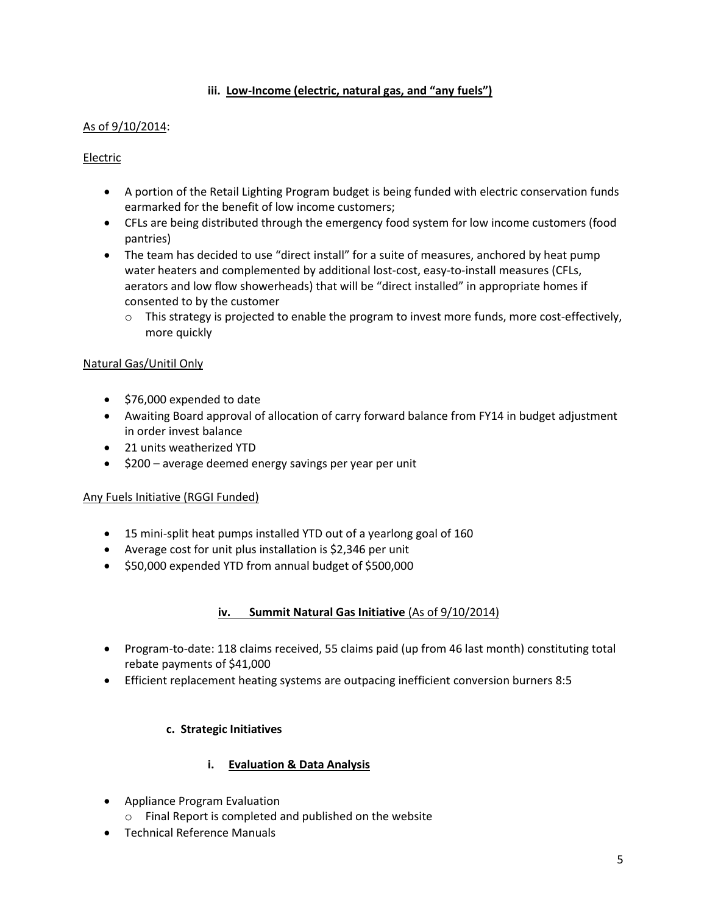### iii. Low-Income (electric, natural gas, and "any fuels")

As of 9/10/2014:

Electric

- A portion of the Retail Lighting Program budget is being funded with electric conservation funds earmarked for the benefit of low income customers;
- CFLs are being distributed through the emergency food system for low income customers (food pantries)
- The team has decided to use "direct install" for a suite of measures, anchored by heat pump water heaters and complemented by additional lost-cost, easy-to-install measures (CFLs, aerators and low flow showerheads) that will be "direct installed" in appropriate homes if consented to by the customer
  - This strategy is projected to enable the program to invest more funds, more cost-effectively, more quickly

Natural Gas/Unitil Only

- $76,000 expended to date
- Awaiting Board approval of allocation of carry forward balance from FY14 in budget adjustment in order invest balance
- 21 units weatherized YTD
- $200 – average deemed energy savings per year per unit

Any Fuels Initiative (RGGI Funded)

- 15 mini-split heat pumps installed YTD out of a yearlong goal of 160
- Average cost for unit plus installation is $2,346 per unit
- $50,000 expended YTD from annual budget of $500,000

### iv. Summit Natural Gas Initiative (As of 9/10/2014)

- Program-to-date: 118 claims received, 55 claims paid (up from 46 last month) constituting total rebate payments of $41,000
- Efficient replacement heating systems are outpacing inefficient conversion burners 8:5

## c. Strategic Initiatives

### i. Evaluation & Data Analysis

- Appliance Program Evaluation
  - Final Report is completed and published on the website
- Technical Reference Manuals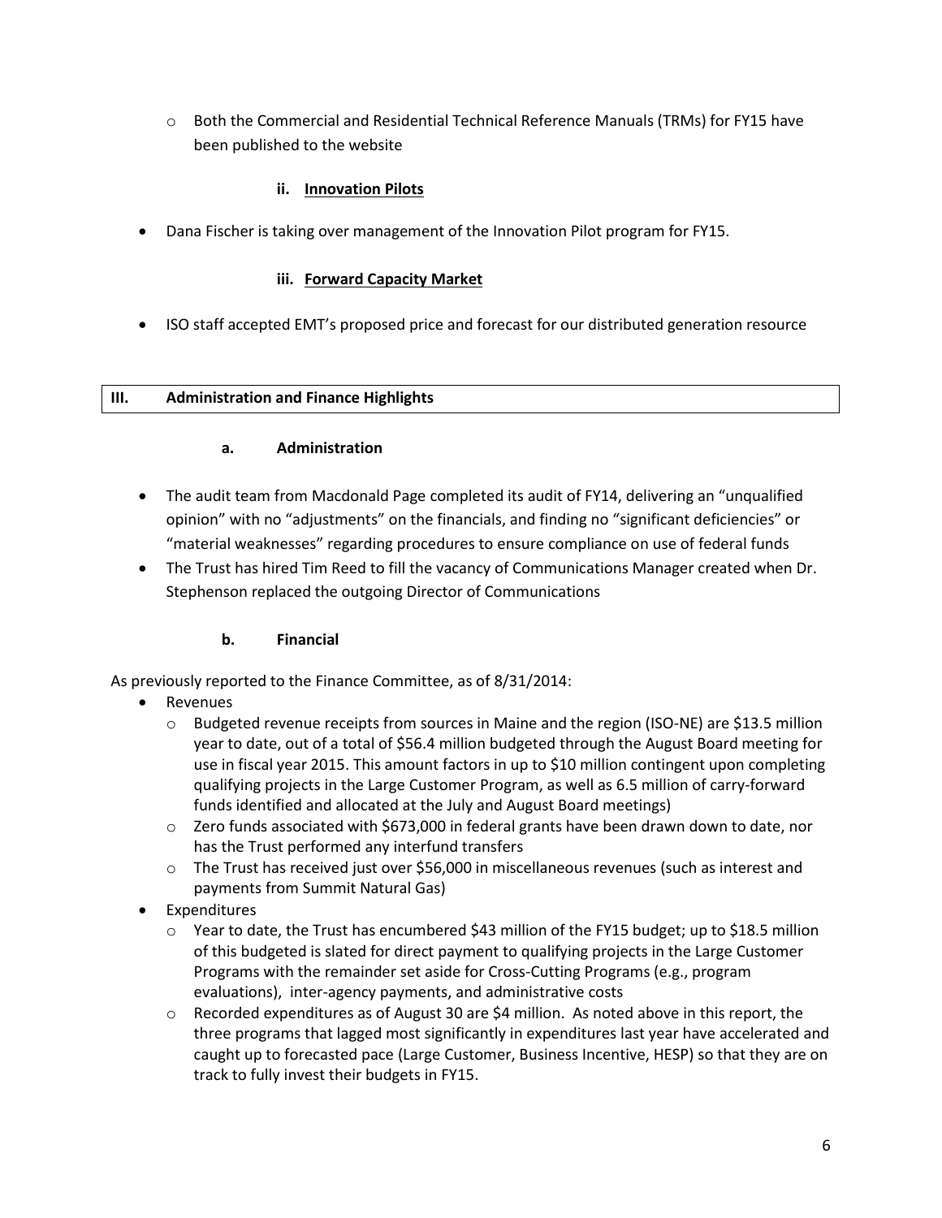- Both the Commercial and Residential Technical Reference Manuals (TRMs) for FY15 have been published to the website

#### ii. Innovation Pilots

- Dana Fischer is taking over management of the Innovation Pilot program for FY15.

#### iii. Forward Capacity Market

- ISO staff accepted EMT's proposed price and forecast for our distributed generation resource

## III. Administration and Finance Highlights

### a. Administration

- The audit team from Macdonald Page completed its audit of FY14, delivering an "unqualified opinion" with no "adjustments" on the financials, and finding no "significant deficiencies" or "material weaknesses" regarding procedures to ensure compliance on use of federal funds
- The Trust has hired Tim Reed to fill the vacancy of Communications Manager created when Dr. Stephenson replaced the outgoing Director of Communications

### b. Financial

As previously reported to the Finance Committee, as of 8/31/2014:

- Revenues
  - Budgeted revenue receipts from sources in Maine and the region (ISO-NE) are $13.5 million year to date, out of a total of $56.4 million budgeted through the August Board meeting for use in fiscal year 2015. This amount factors in up to $10 million contingent upon completing qualifying projects in the Large Customer Program, as well as 6.5 million of carry-forward funds identified and allocated at the July and August Board meetings)
  - Zero funds associated with $673,000 in federal grants have been drawn down to date, nor has the Trust performed any interfund transfers
  - The Trust has received just over $56,000 in miscellaneous revenues (such as interest and payments from Summit Natural Gas)
- Expenditures
  - Year to date, the Trust has encumbered $43 million of the FY15 budget; up to $18.5 million of this budgeted is slated for direct payment to qualifying projects in the Large Customer Programs with the remainder set aside for Cross-Cutting Programs (e.g., program evaluations), inter-agency payments, and administrative costs
  - Recorded expenditures as of August 30 are $4 million. As noted above in this report, the three programs that lagged most significantly in expenditures last year have accelerated and caught up to forecasted pace (Large Customer, Business Incentive, HESP) so that they are on track to fully invest their budgets in FY15.